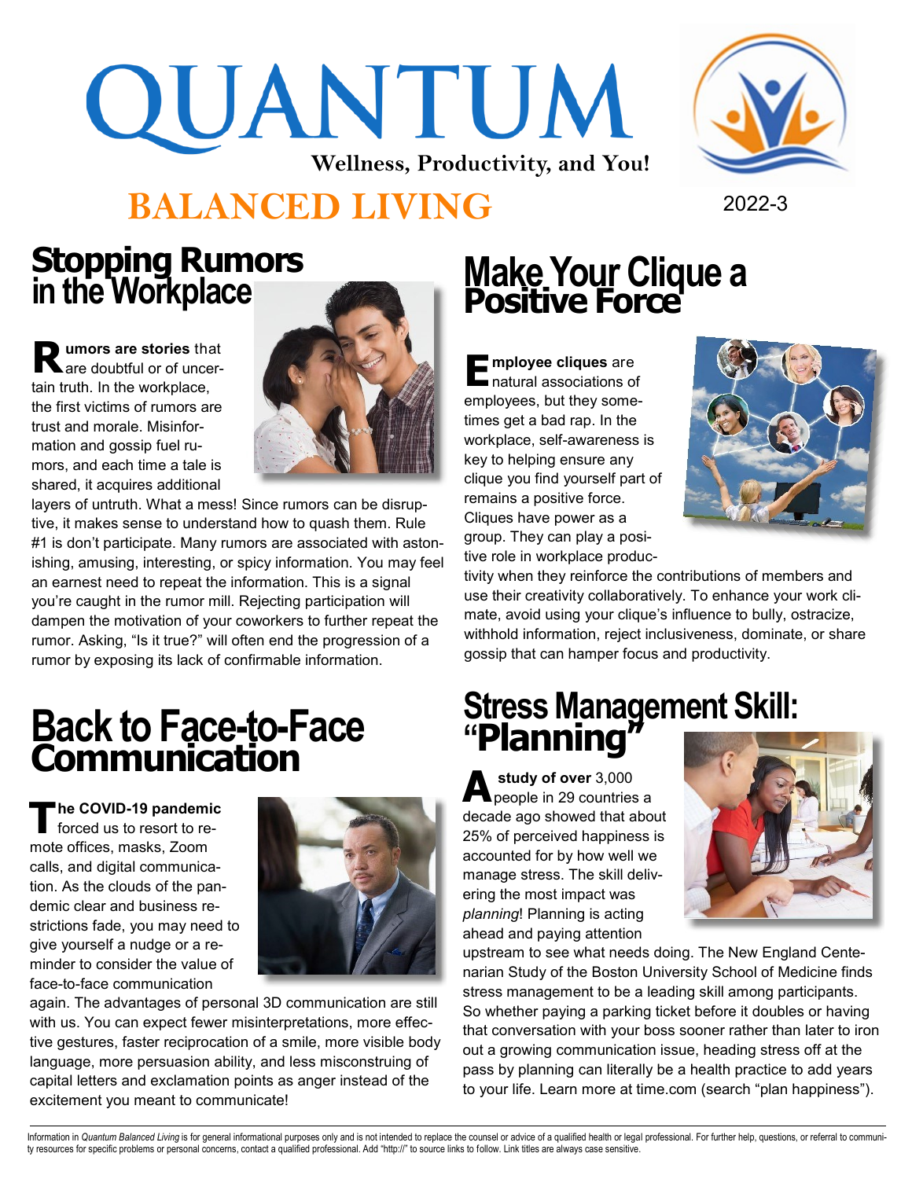# QUANTUM

**Wellness, Productivity, and You!**

# BALANCED LIVING

2022-3

## Stopping Rumors in the Workplace

**Rumors are stories** that are doubtful or of uncertain truth. In the workplace, the first victims of rumors are trust and morale. Misinformation and gossip fuel rumors, and each time a tale is shared, it acquires additional layers of untruth. What a mess! Since rumors can be disruptive, it makes sense to understand how to quash them. Rule #1 is don't participate. Many rumors are associated with astonishing, amusing, interesting, or spicy information. You may feel an earnest need to repeat the information. This is a signal you're caught in the rumor mill. Rejecting participation will dampen the motivation of your coworkers to further repeat the rumor. Asking, "Is it true?" will often end the progression of a rumor by exposing its lack of confirmable information.

## Back to Face-to-Face Communication

**The COVID-19 pandemic** forced us to resort to remote offices, masks, Zoom calls, and digital communication. As the clouds of the pandemic clear and business restrictions fade, you may need to give yourself a nudge or a reminder to consider the value of face-to-face communication again. The advantages of personal 3D communication are still with us. You can expect fewer misinterpretations, more effective gestures, faster reciprocation of a smile, more visible body language, more persuasion ability, and less misconstruing of capital letters and exclamation points as anger instead of the excitement you meant to communicate!

## Make Your Clique a Positive Force

**Employee cliques** are natural associations of employees, but they sometimes get a bad rap. In the workplace, self-awareness is key to helping ensure any clique you find yourself part of remains a positive force. Cliques have power as a group. They can play a positive role in workplace productivity when they reinforce the contributions of members and use their creativity collaboratively. To enhance your work climate, avoid using your clique's influence to bully, ostracize, withhold information, reject inclusiveness, dominate, or share gossip that can hamper focus and productivity.

## Stress Management Skill: "Planning"

**A study of over** 3,000 people in 29 countries a decade ago showed that about 25% of perceived happiness is accounted for by how well we manage stress. The skill delivering the most impact was *planning*! Planning is acting ahead and paying attention upstream to see what needs doing. The New England Centenarian Study of the Boston University School of Medicine finds stress management to be a leading skill among participants. So whether paying a parking ticket before it doubles or having that conversation with your boss sooner rather than later to iron out a growing communication issue, heading stress off at the pass by planning can literally be a health practice to add years to your life. Learn more at time.com (search "plan happiness").

Information in *Quantum Balanced Living* is for general informational purposes only and is not intended to replace the counsel or advice of a qualified health or legal professional. For further help, questions, or referral to community resources for specific problems or personal concerns, contact a qualified professional. Add "http://" to source links to follow. Link titles are always case sensitive.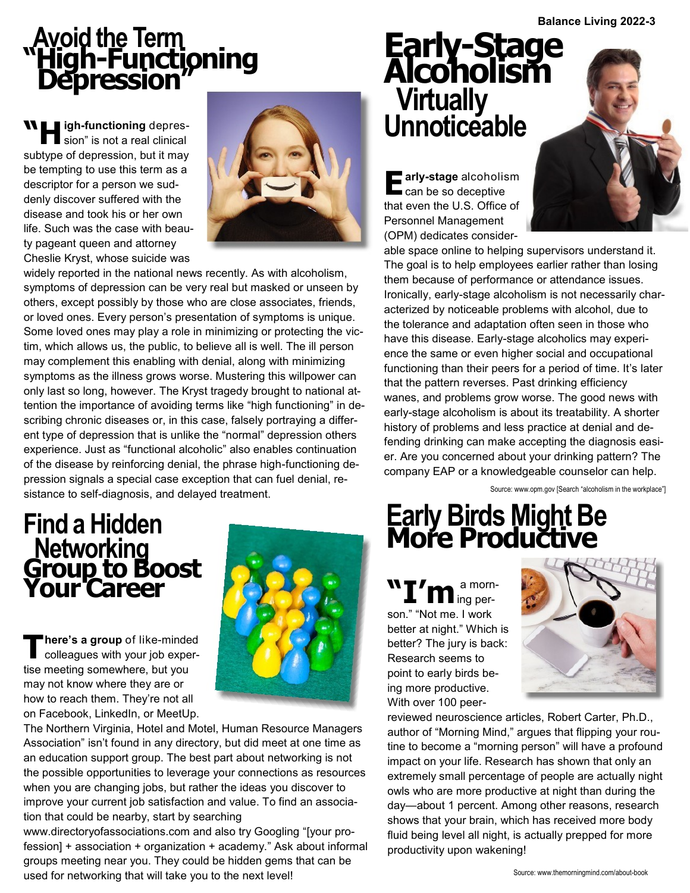# Avoid the Term "High-Functioning Depression"

**"High-functioning** depression" is not a real clinical subtype of depression, but it may be tempting to use this term as a descriptor for a person we suddenly discover suffered with the disease and took his or her own life. Such was the case with beauty pageant queen and attorney Cheslie Kryst, whose suicide was widely reported in the national news recently. As with alcoholism, symptoms of depression can be very real but masked or unseen by others, except possibly by those who are close associates, friends, or loved ones. Every person's presentation of symptoms is unique. Some loved ones may play a role in minimizing or protecting the victim, which allows us, the public, to believe all is well. The ill person may complement this enabling with denial, along with minimizing symptoms as the illness grows worse. Mustering this willpower can only last so long, however. The Kryst tragedy brought to national attention the importance of avoiding terms like "high functioning" in describing chronic diseases or, in this case, falsely portraying a different type of depression that is unlike the "normal" depression others experience. Just as "functional alcoholic" also enables continuation of the disease by reinforcing denial, the phrase high-functioning depression signals a special case exception that can fuel denial, resistance to self-diagnosis, and delayed treatment.

# Find a Hidden Networking Group to Boost Your Career

**There's a group** of like-minded colleagues with your job expertise meeting somewhere, but you may not know where they are or how to reach them. They're not all on Facebook, LinkedIn, or MeetUp. The Northern Virginia, Hotel and Motel, Human Resource Managers Association" isn't found in any directory, but did meet at one time as an education support group. The best part about networking is not the possible opportunities to leverage your connections as resources when you are changing jobs, but rather the ideas you discover to improve your current job satisfaction and value. To find an association that could be nearby, start by searching www.directoryofassociations.com and also try Googling "[your profession] + association + organization + academy." Ask about informal groups meeting near you. They could be hidden gems that can be used for networking that will take you to the next level!

# Early-Stage Alcoholism Virtually Unnoticeable

**Early-stage** alcoholism can be so deceptive that even the U.S. Office of Personnel Management (OPM) dedicates considerable space online to helping supervisors understand it. The goal is to help employees earlier rather than losing them because of performance or attendance issues. Ironically, early-stage alcoholism is not necessarily characterized by noticeable problems with alcohol, due to the tolerance and adaptation often seen in those who have this disease. Early-stage alcoholics may experience the same or even higher social and occupational functioning than their peers for a period of time. It's later that the pattern reverses. Past drinking efficiency wanes, and problems grow worse. The good news with early-stage alcoholism is about its treatability. A shorter history of problems and less practice at denial and defending drinking can make accepting the diagnosis easier. Are you concerned about your drinking pattern? The company EAP or a knowledgeable counselor can help.

Source: www.opm.gov [Search "alcoholism in the workplace"]

# Early Birds Might Be More Productive

**"I'm** a morning person." "Not me. I work better at night." Which is better? The jury is back: Research seems to point to early birds being more productive. With over 100 peer-reviewed neuroscience articles, Robert Carter, Ph.D., author of "Morning Mind," argues that flipping your routine to become a "morning person" will have a profound impact on your life. Research has shown that only an extremely small percentage of people are actually night owls who are more productive at night than during the day—about 1 percent. Among other reasons, research shows that your brain, which has received more body fluid being level all night, is actually prepped for more productivity upon wakening!

Source: www.themorningmind.com/about-book